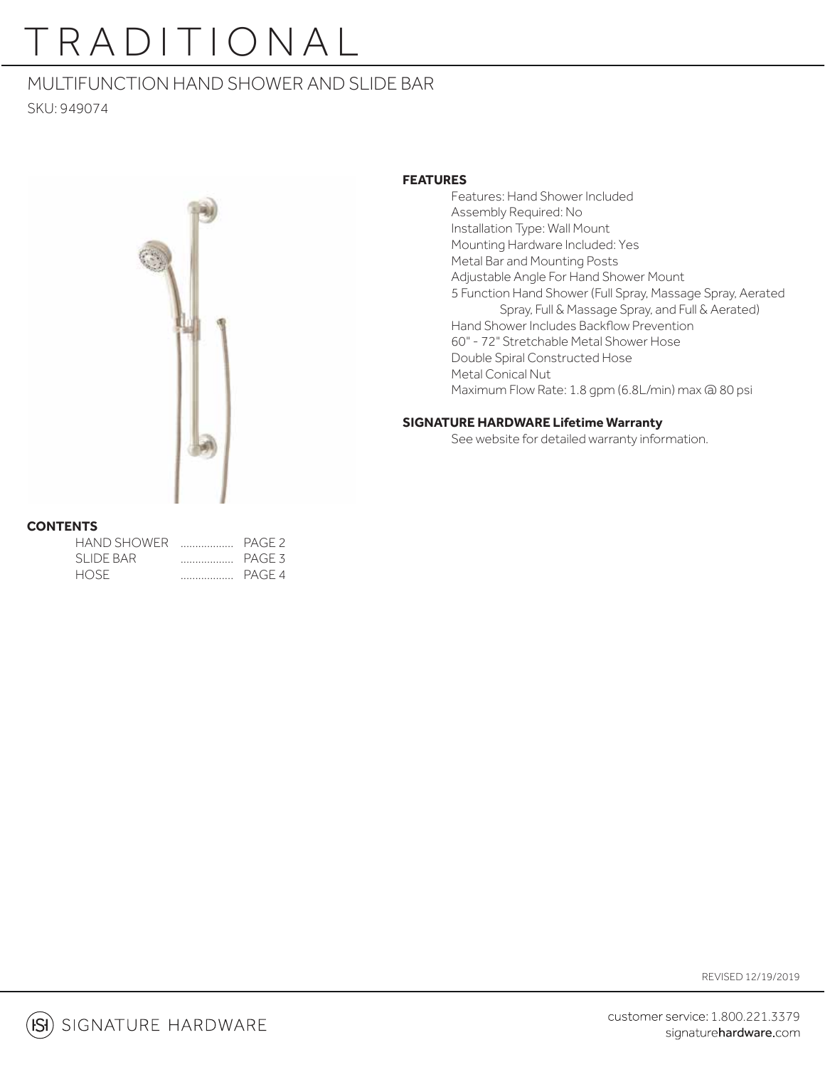# TRADITIONAL

## MULTIFUNCTION HAND SHOWER AND SLIDE BAR

SKU: 949074

**FEATURES**

- Features: Hand Shower Included
- Assembly Required: No
- Installation Type: Wall Mount
- Mounting Hardware Included: Yes
- Metal Bar and Mounting Posts
- Adjustable Angle For Hand Shower Mount
- 5 Function Hand Shower (Full Spray, Massage Spray, Aerated Spray, Full & Massage Spray, and Full & Aerated)
- Hand Shower Includes Backflow Prevention
- 60" - 72" Stretchable Metal Shower Hose
- Double Spiral Constructed Hose
- Metal Conical Nut
- Maximum Flow Rate: 1.8 gpm (6.8L/min) max @ 80 psi

**SIGNATURE HARDWARE Lifetime Warranty**

See website for detailed warranty information.

**CONTENTS**

| | |
|---|---|
| HAND SHOWER .................. | PAGE 2 |
| SLIDE BAR .................. | PAGE 3 |
| HOSE .................. | PAGE 4 |

REVISED 12/19/2019

SIGNATURE HARDWARE

customer service: 1.800.221.3379
signaturehardware.com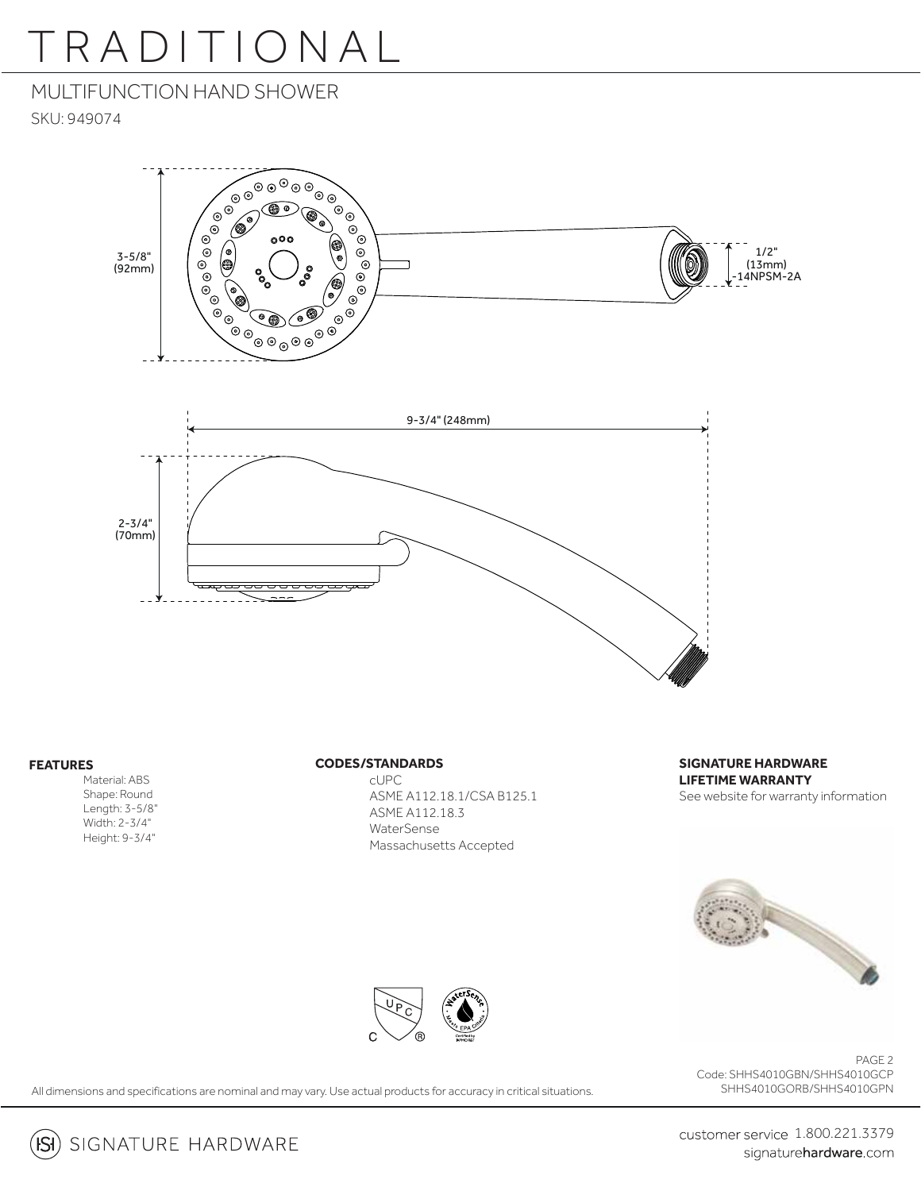# TRADITIONAL

## MULTIFUNCTION HAND SHOWER

SKU: 949074

3-5/8" (92mm)

1/2" (13mm) -14NPSM-2A

9-3/4" (248mm)

2-3/4" (70mm)

**FEATURES**

- Material: ABS
- Shape: Round
- Length: 3-5/8"
- Width: 2-3/4"
- Height: 9-3/4"

**CODES/STANDARDS**

- cUPC
- ASME A112.18.1/CSA B125.1
- ASME A112.18.3
- WaterSense
- Massachusetts Accepted

**SIGNATURE HARDWARE LIFETIME WARRANTY**

See website for warranty information

Code: SHHS4010GBN/SHHS4010GCP SHHS4010GORB/SHHS4010GPN

All dimensions and specifications are nominal and may vary. Use actual products for accuracy in critical situations.

SIGNATURE HARDWARE

customer service 1.800.221.3379
signaturehardware.com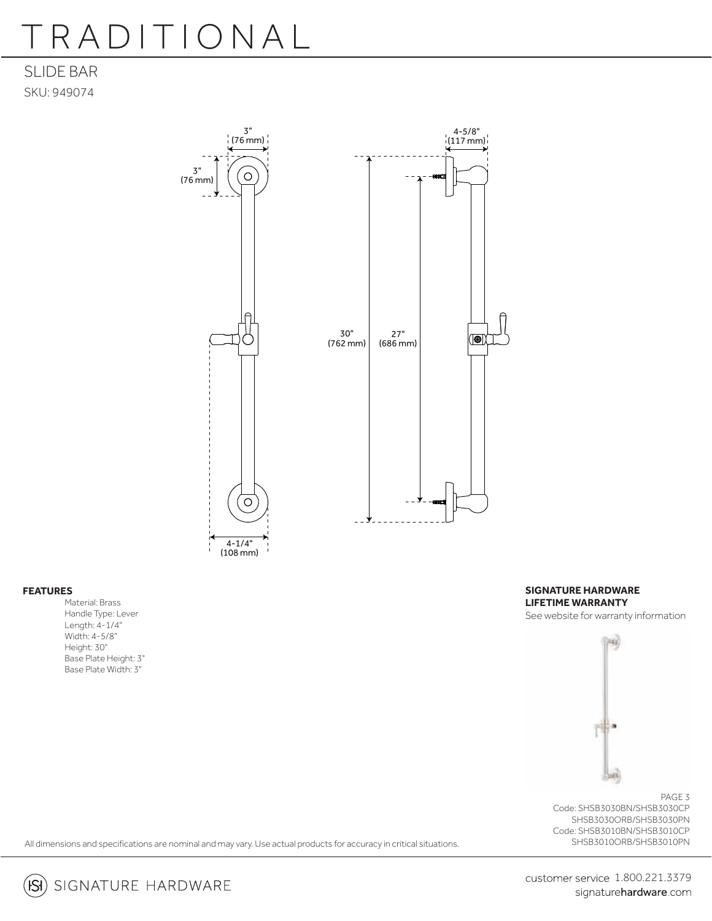# TRADITIONAL

SLIDE BAR

SKU: 949074

3" (76 mm)

3" (76 mm)

4-5/8" (117 mm)

30" (762 mm)

27" (686 mm)

4-1/4" (108 mm)

**FEATURES**

- Material: Brass
- Handle Type: Lever
- Length: 4-1/4"
- Width: 4-5/8"
- Height: 30"
- Base Plate Height: 3"
- Base Plate Width: 3"

**SIGNATURE HARDWARE LIFETIME WARRANTY**

See website for warranty information

Code: SHSB3030BN/SHSB3030CP
SHSB3030ORB/SHSB3030PN
Code: SHSB3010BN/SHSB3010CP
SHSB3010ORB/SHSB3010PN

All dimensions and specifications are nominal and may vary. Use actual products for accuracy in critical situations.

SIGNATURE HARDWARE

customer service 1.800.221.3379
signaturehardware.com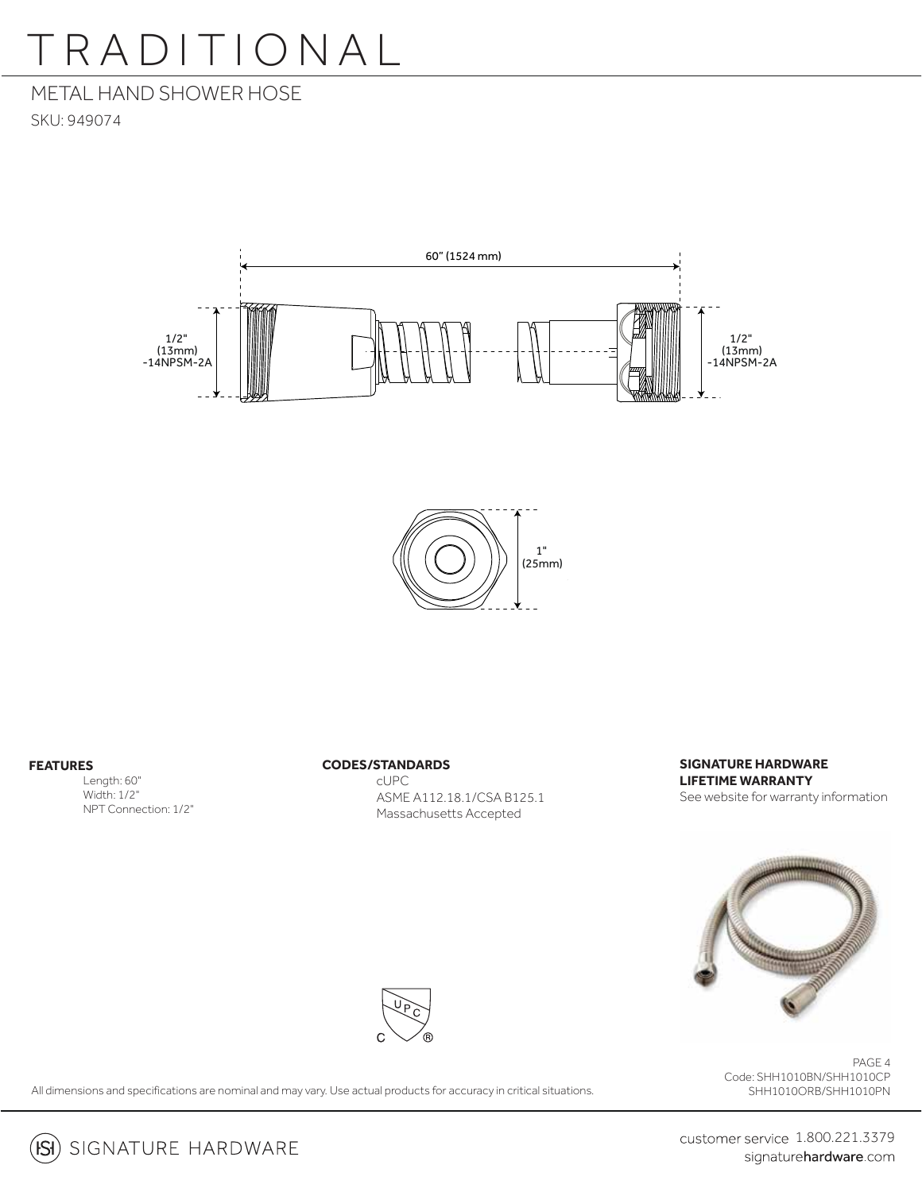# TRADITIONAL

## METAL HAND SHOWER HOSE

SKU: 949074

60" (1524 mm)

1/2"
(13mm)
-14NPSM-2A

1/2"
(13mm)
-14NPSM-2A

1"
(25mm)

**FEATURES**

Length: 60"
Width: 1/2"
NPT Connection: 1/2"

**CODES/STANDARDS**

cUPC
ASME A112.18.1/CSA B125.1
Massachusetts Accepted

**SIGNATURE HARDWARE LIFETIME WARRANTY**

See website for warranty information

Code: SHH1010BN/SHH1010CP
SHH1010ORB/SHH1010PN

All dimensions and specifications are nominal and may vary. Use actual products for accuracy in critical situations.

SIGNATURE HARDWARE

customer service 1.800.221.3379
signaturehardware.com